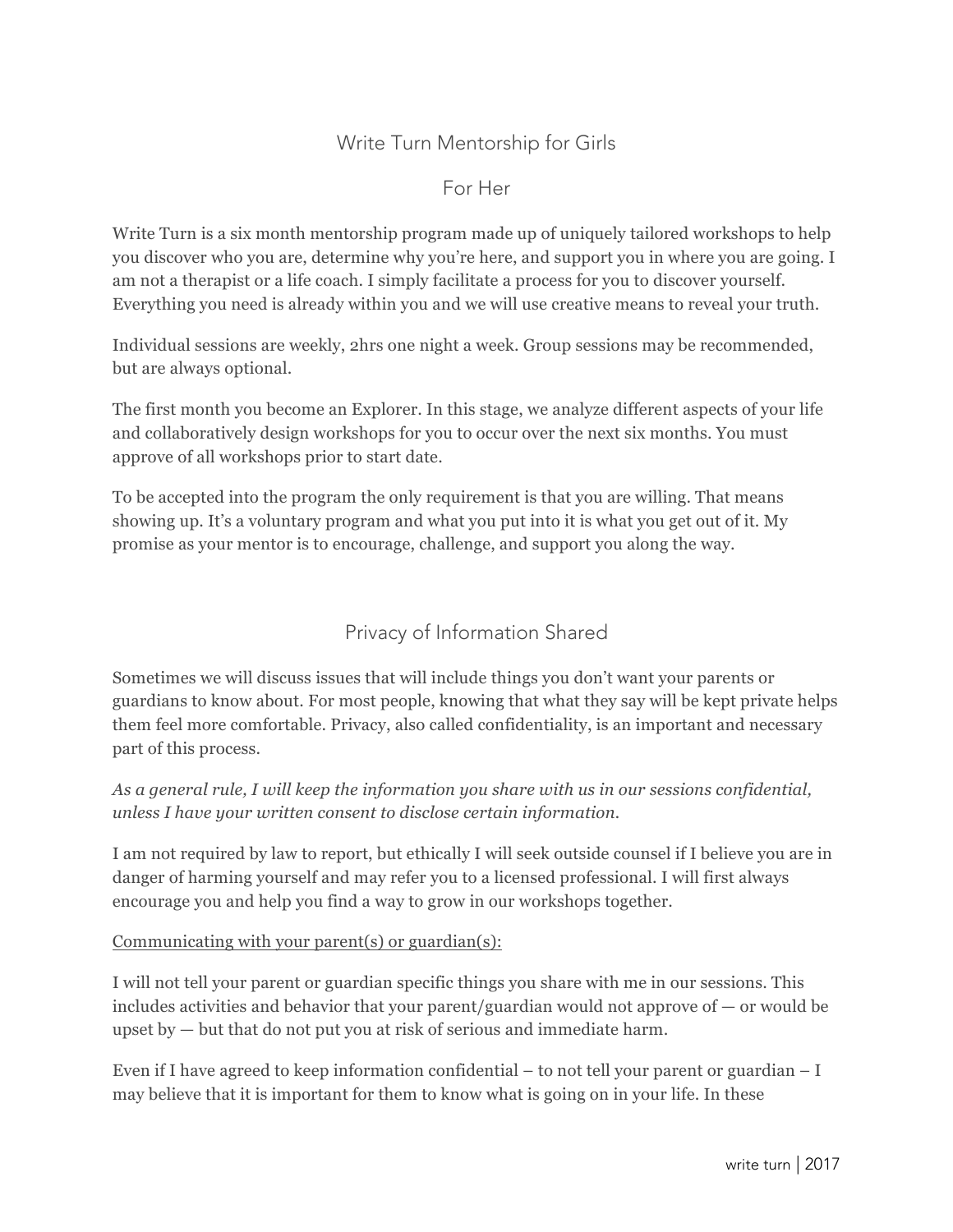# Write Turn Mentorship for Girls

## For Her

Write Turn is a six month mentorship program made up of uniquely tailored workshops to help you discover who you are, determine why you're here, and support you in where you are going. I am not a therapist or a life coach. I simply facilitate a process for you to discover yourself. Everything you need is already within you and we will use creative means to reveal your truth.

Individual sessions are weekly, 2hrs one night a week. Group sessions may be recommended, but are always optional.

The first month you become an Explorer. In this stage, we analyze different aspects of your life and collaboratively design workshops for you to occur over the next six months. You must approve of all workshops prior to start date.

To be accepted into the program the only requirement is that you are willing. That means showing up. It's a voluntary program and what you put into it is what you get out of it. My promise as your mentor is to encourage, challenge, and support you along the way.

## Privacy of Information Shared

Sometimes we will discuss issues that will include things you don't want your parents or guardians to know about. For most people, knowing that what they say will be kept private helps them feel more comfortable. Privacy, also called confidentiality, is an important and necessary part of this process.

*As a general rule, I will keep the information you share with us in our sessions confidential, unless I have your written consent to disclose certain information.*

I am not required by law to report, but ethically I will seek outside counsel if I believe you are in danger of harming yourself and may refer you to a licensed professional. I will first always encourage you and help you find a way to grow in our workshops together.

<u>Communicating with your parent(s) or guardian(s):</u>

I will not tell your parent or guardian specific things you share with me in our sessions. This includes activities and behavior that your parent/guardian would not approve of — or would be upset by — but that do not put you at risk of serious and immediate harm.

Even if I have agreed to keep information confidential – to not tell your parent or guardian – I may believe that it is important for them to know what is going on in your life. In these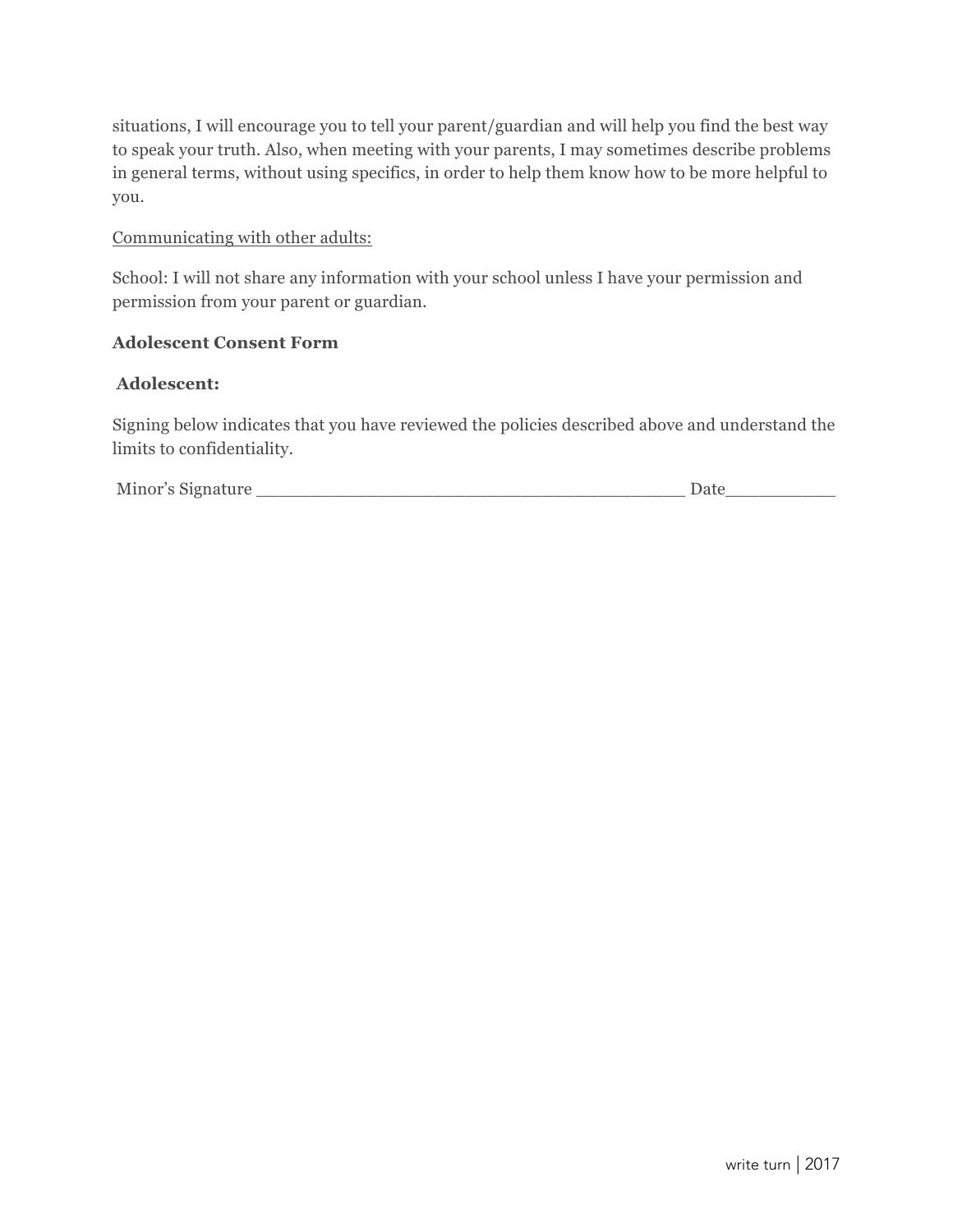situations, I will encourage you to tell your parent/guardian and will help you find the best way to speak your truth. Also, when meeting with your parents, I may sometimes describe problems in general terms, without using specifics, in order to help them know how to be more helpful to you.

<u>Communicating with other adults:</u>

School: I will not share any information with your school unless I have your permission and permission from your parent or guardian.

**Adolescent Consent Form**

**Adolescent:**

Signing below indicates that you have reviewed the policies described above and understand the limits to confidentiality.

Minor's Signature ___________________________________________ Date___________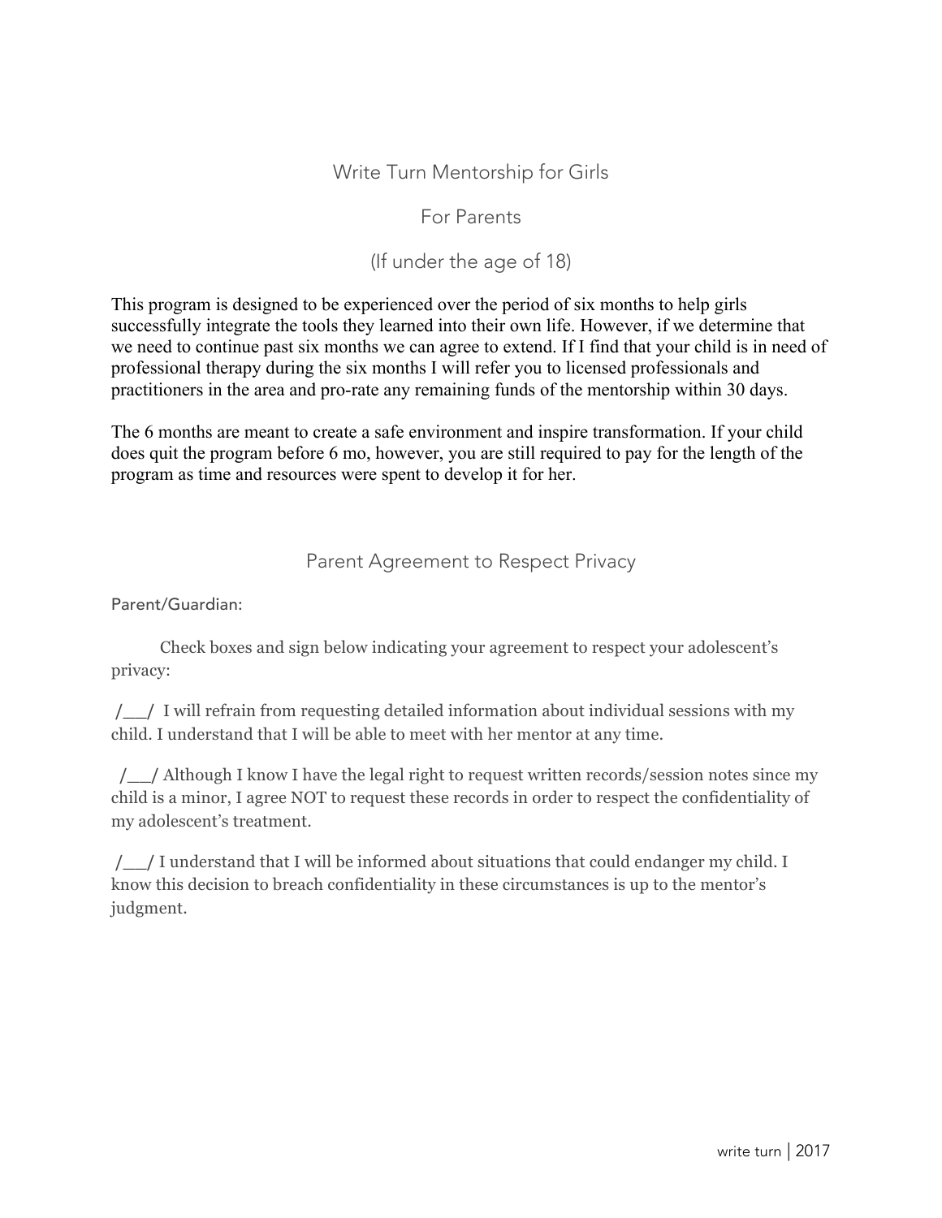## Write Turn Mentorship for Girls

### For Parents

### (If under the age of 18)

This program is designed to be experienced over the period of six months to help girls successfully integrate the tools they learned into their own life. However, if we determine that we need to continue past six months we can agree to extend. If I find that your child is in need of professional therapy during the six months I will refer you to licensed professionals and practitioners in the area and pro-rate any remaining funds of the mentorship within 30 days.

The 6 months are meant to create a safe environment and inspire transformation. If your child does quit the program before 6 mo, however, you are still required to pay for the length of the program as time and resources were spent to develop it for her.

## Parent Agreement to Respect Privacy

Parent/Guardian:

Check boxes and sign below indicating your agreement to respect your adolescent's privacy:

/__/ I will refrain from requesting detailed information about individual sessions with my child. I understand that I will be able to meet with her mentor at any time.

/__/ Although I know I have the legal right to request written records/session notes since my child is a minor, I agree NOT to request these records in order to respect the confidentiality of my adolescent's treatment.

/__/ I understand that I will be informed about situations that could endanger my child. I know this decision to breach confidentiality in these circumstances is up to the mentor's judgment.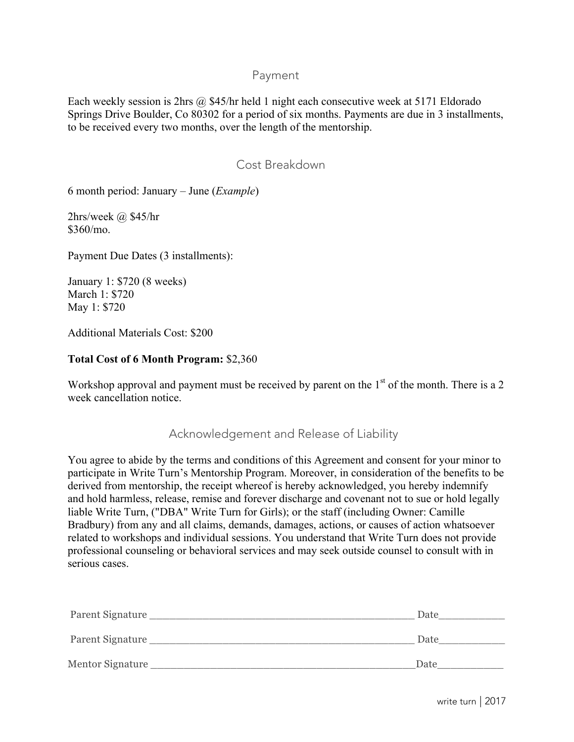## Payment

Each weekly session is 2hrs @ $45/hr held 1 night each consecutive week at 5171 Eldorado Springs Drive Boulder, Co 80302 for a period of six months. Payments are due in 3 installments, to be received every two months, over the length of the mentorship.

## Cost Breakdown

6 month period: January – June (*Example*)

2hrs/week @ $45/hr
$360/mo.

Payment Due Dates (3 installments):

January 1: $720 (8 weeks)
March 1: $720
May 1: $720

Additional Materials Cost: $200

**Total Cost of 6 Month Program:** $2,360

Workshop approval and payment must be received by parent on the 1st of the month. There is a 2 week cancellation notice.

## Acknowledgement and Release of Liability

You agree to abide by the terms and conditions of this Agreement and consent for your minor to participate in Write Turn's Mentorship Program. Moreover, in consideration of the benefits to be derived from mentorship, the receipt whereof is hereby acknowledged, you hereby indemnify and hold harmless, release, remise and forever discharge and covenant not to sue or hold legally liable Write Turn, ("DBA" Write Turn for Girls); or the staff (including Owner: Camille Bradbury) from any and all claims, demands, damages, actions, or causes of action whatsoever related to workshops and individual sessions. You understand that Write Turn does not provide professional counseling or behavioral services and may seek outside counsel to consult with in serious cases.

Parent Signature ______________________________________________ Date___________

Parent Signature ______________________________________________ Date___________

Mentor Signature ______________________________________________ Date___________